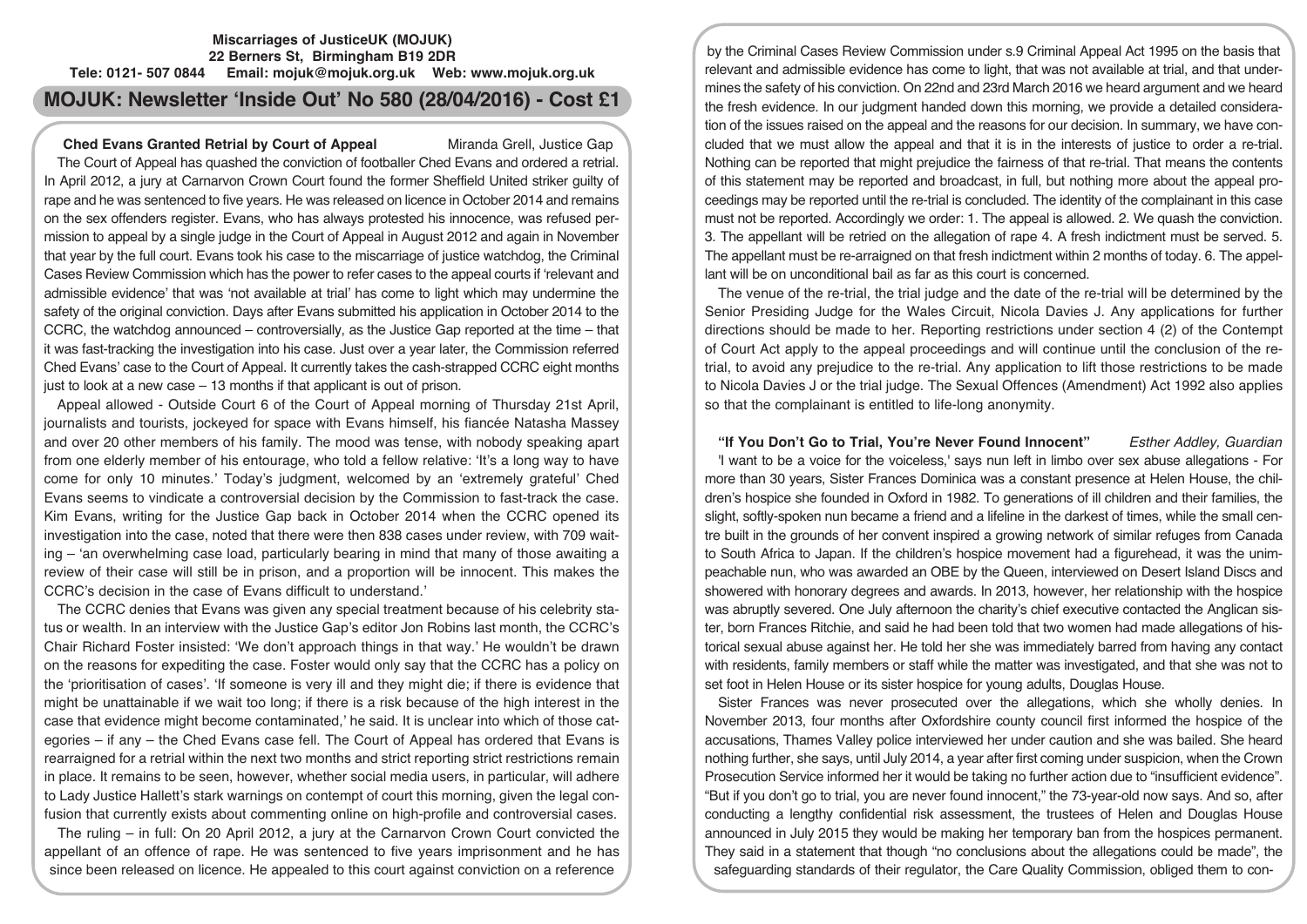**Miscarriages of JusticeUK (MOJUK)**
**22 Berners St, Birmingham B19 2DR**
**Tele: 0121- 507 0844 Email: mojuk@mojuk.org.uk Web: www.mojuk.org.uk**

# MOJUK: Newsletter 'Inside Out' No 580 (28/04/2016) - Cost £1

## Ched Evans Granted Retrial by Court of Appeal

*Miranda Grell, Justice Gap*

The Court of Appeal has quashed the conviction of footballer Ched Evans and ordered a retrial. In April 2012, a jury at Carnarvon Crown Court found the former Sheffield United striker guilty of rape and he was sentenced to five years. He was released on licence in October 2014 and remains on the sex offenders register. Evans, who has always protested his innocence, was refused permission to appeal by a single judge in the Court of Appeal in August 2012 and again in November that year by the full court. Evans took his case to the miscarriage of justice watchdog, the Criminal Cases Review Commission which has the power to refer cases to the appeal courts if 'relevant and admissible evidence' that was 'not available at trial' has come to light which may undermine the safety of the original conviction. Days after Evans submitted his application in October 2014 to the CCRC, the watchdog announced – controversially, as the Justice Gap reported at the time – that it was fast-tracking the investigation into his case. Just over a year later, the Commission referred Ched Evans' case to the Court of Appeal. It currently takes the cash-strapped CCRC eight months just to look at a new case – 13 months if that applicant is out of prison.

Appeal allowed - Outside Court 6 of the Court of Appeal morning of Thursday 21st April, journalists and tourists, jockeyed for space with Evans himself, his fiancée Natasha Massey and over 20 other members of his family. The mood was tense, with nobody speaking apart from one elderly member of his entourage, who told a fellow relative: 'It's a long way to have come for only 10 minutes.' Today's judgment, welcomed by an 'extremely grateful' Ched Evans seems to vindicate a controversial decision by the Commission to fast-track the case. Kim Evans, writing for the Justice Gap back in October 2014 when the CCRC opened its investigation into the case, noted that there were then 838 cases under review, with 709 waiting – 'an overwhelming case load, particularly bearing in mind that many of those awaiting a review of their case will still be in prison, and a proportion will be innocent. This makes the CCRC's decision in the case of Evans difficult to understand.'

The CCRC denies that Evans was given any special treatment because of his celebrity status or wealth. In an interview with the Justice Gap's editor Jon Robins last month, the CCRC's Chair Richard Foster insisted: 'We don't approach things in that way.' He wouldn't be drawn on the reasons for expediting the case. Foster would only say that the CCRC has a policy on the 'prioritisation of cases'. 'If someone is very ill and they might die; if there is evidence that might be unattainable if we wait too long; if there is a risk because of the high interest in the case that evidence might become contaminated,' he said. It is unclear into which of those categories – if any – the Ched Evans case fell. The Court of Appeal has ordered that Evans is rearraigned for a retrial within the next two months and strict reporting strict restrictions remain in place. It remains to be seen, however, whether social media users, in particular, will adhere to Lady Justice Hallett's stark warnings on contempt of court this morning, given the legal confusion that currently exists about commenting online on high-profile and controversial cases.

The ruling – in full: On 20 April 2012, a jury at the Carnarvon Crown Court convicted the appellant of an offence of rape. He was sentenced to five years imprisonment and he has since been released on licence. He appealed to this court against conviction on a reference by the Criminal Cases Review Commission under s.9 Criminal Appeal Act 1995 on the basis that relevant and admissible evidence has come to light, that was not available at trial, and that undermines the safety of his conviction. On 22nd and 23rd March 2016 we heard argument and we heard the fresh evidence. In our judgment handed down this morning, we provide a detailed consideration of the issues raised on the appeal and the reasons for our decision. In summary, we have concluded that we must allow the appeal and that it is in the interests of justice to order a re-trial. Nothing can be reported that might prejudice the fairness of that re-trial. That means the contents of this statement may be reported and broadcast, in full, but nothing more about the appeal proceedings may be reported until the re-trial is concluded. The identity of the complainant in this case must not be reported. Accordingly we order: 1. The appeal is allowed. 2. We quash the conviction. 3. The appellant will be retried on the allegation of rape 4. A fresh indictment must be served. 5. The appellant must be re-arraigned on that fresh indictment within 2 months of today. 6. The appellant will be on unconditional bail as far as this court is concerned.

The venue of the re-trial, the trial judge and the date of the re-trial will be determined by the Senior Presiding Judge for the Wales Circuit, Nicola Davies J. Any applications for further directions should be made to her. Reporting restrictions under section 4 (2) of the Contempt of Court Act apply to the appeal proceedings and will continue until the conclusion of the retrial, to avoid any prejudice to the re-trial. Any application to lift those restrictions to be made to Nicola Davies J or the trial judge. The Sexual Offences (Amendment) Act 1992 also applies so that the complainant is entitled to life-long anonymity.

## "If You Don't Go to Trial, You're Never Found Innocent"

*Esther Addley, Guardian*

'I want to be a voice for the voiceless,' says nun left in limbo over sex abuse allegations - For more than 30 years, Sister Frances Dominica was a constant presence at Helen House, the children's hospice she founded in Oxford in 1982. To generations of ill children and their families, the slight, softly-spoken nun became a friend and a lifeline in the darkest of times, while the small centre built in the grounds of her convent inspired a growing network of similar refuges from Canada to South Africa to Japan. If the children's hospice movement had a figurehead, it was the unimpeachable nun, who was awarded an OBE by the Queen, interviewed on Desert Island Discs and showered with honorary degrees and awards. In 2013, however, her relationship with the hospice was abruptly severed. One July afternoon the charity's chief executive contacted the Anglican sister, born Frances Ritchie, and said he had been told that two women had made allegations of historical sexual abuse against her. He told her she was immediately barred from having any contact with residents, family members or staff while the matter was investigated, and that she was not to set foot in Helen House or its sister hospice for young adults, Douglas House.

Sister Frances was never prosecuted over the allegations, which she wholly denies. In November 2013, four months after Oxfordshire county council first informed the hospice of the accusations, Thames Valley police interviewed her under caution and she was bailed. She heard nothing further, she says, until July 2014, a year after first coming under suspicion, when the Crown Prosecution Service informed her it would be taking no further action due to "insufficient evidence". "But if you don't go to trial, you are never found innocent," the 73-year-old now says. And so, after conducting a lengthy confidential risk assessment, the trustees of Helen and Douglas House announced in July 2015 they would be making her temporary ban from the hospices permanent. They said in a statement that though "no conclusions about the allegations could be made", the safeguarding standards of their regulator, the Care Quality Commission, obliged them to con-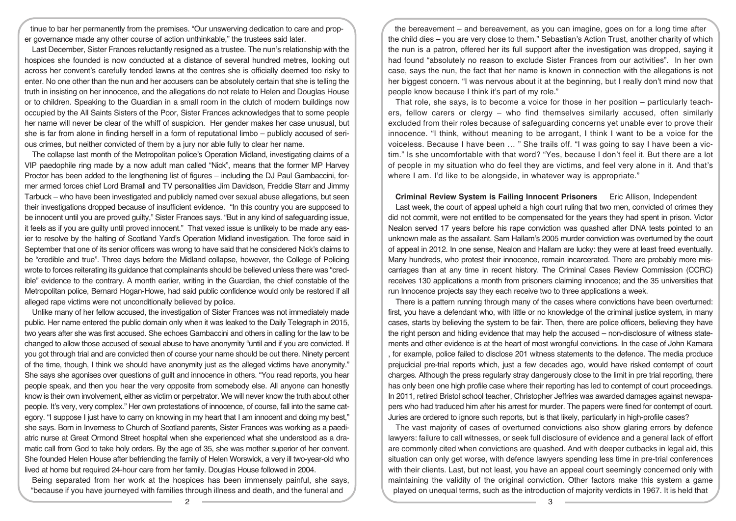tinue to bar her permanently from the premises. "Our unswerving dedication to care and proper governance made any other course of action unthinkable," the trustees said later.

Last December, Sister Frances reluctantly resigned as a trustee. The nun's relationship with the hospices she founded is now conducted at a distance of several hundred metres, looking out across her convent's carefully tended lawns at the centres she is officially deemed too risky to enter. No one other than the nun and her accusers can be absolutely certain that she is telling the truth in insisting on her innocence, and the allegations do not relate to Helen and Douglas House or to children. Speaking to the Guardian in a small room in the clutch of modern buildings now occupied by the All Saints Sisters of the Poor, Sister Frances acknowledges that to some people her name will never be clear of the whiff of suspicion. Her gender makes her case unusual, but she is far from alone in finding herself in a form of reputational limbo – publicly accused of serious crimes, but neither convicted of them by a jury nor able fully to clear her name.

The collapse last month of the Metropolitan police's Operation Midland, investigating claims of a VIP paedophile ring made by a now adult man called "Nick", means that the former MP Harvey Proctor has been added to the lengthening list of figures – including the DJ Paul Gambaccini, former armed forces chief Lord Bramall and TV personalities Jim Davidson, Freddie Starr and Jimmy Tarbuck – who have been investigated and publicly named over sexual abuse allegations, but seen their investigations dropped because of insufficient evidence. "In this country you are supposed to be innocent until you are proved guilty," Sister Frances says. "But in any kind of safeguarding issue, it feels as if you are guilty until proved innocent." That vexed issue is unlikely to be made any easier to resolve by the halting of Scotland Yard's Operation Midland investigation. The force said in September that one of its senior officers was wrong to have said that he considered Nick's claims to be "credible and true". Three days before the Midland collapse, however, the College of Policing wrote to forces reiterating its guidance that complainants should be believed unless there was "credible" evidence to the contrary. A month earlier, writing in the Guardian, the chief constable of the Metropolitan police, Bernard Hogan-Howe, had said public confidence would only be restored if all alleged rape victims were not unconditionally believed by police.

Unlike many of her fellow accused, the investigation of Sister Frances was not immediately made public. Her name entered the public domain only when it was leaked to the Daily Telegraph in 2015, two years after she was first accused. She echoes Gambaccini and others in calling for the law to be changed to allow those accused of sexual abuse to have anonymity "until and if you are convicted. If you got through trial and are convicted then of course your name should be out there. Ninety percent of the time, though, I think we should have anonymity just as the alleged victims have anonymity." She says she agonises over questions of guilt and innocence in others. "You read reports, you hear people speak, and then you hear the very opposite from somebody else. All anyone can honestly know is their own involvement, either as victim or perpetrator. We will never know the truth about other people. It's very, very complex." Her own protestations of innocence, of course, fall into the same category. "I suppose I just have to carry on knowing in my heart that I am innocent and doing my best," she says. Born in Inverness to Church of Scotland parents, Sister Frances was working as a paediatric nurse at Great Ormond Street hospital when she experienced what she understood as a dramatic call from God to take holy orders. By the age of 35, she was mother superior of her convent. She founded Helen House after befriending the family of Helen Worswick, a very ill two-year-old who lived at home but required 24-hour care from her family. Douglas House followed in 2004.

Being separated from her work at the hospices has been immensely painful, she says, "because if you have journeyed with families through illness and death, and the funeral and the bereavement – and bereavement, as you can imagine, goes on for a long time after the child dies – you are very close to them." Sebastian's Action Trust, another charity of which the nun is a patron, offered her its full support after the investigation was dropped, saying it had found "absolutely no reason to exclude Sister Frances from our activities". In her own case, says the nun, the fact that her name is known in connection with the allegations is not her biggest concern. "I was nervous about it at the beginning, but I really don't mind now that people know because I think it's part of my role."

That role, she says, is to become a voice for those in her position – particularly teachers, fellow carers or clergy – who find themselves similarly accused, often similarly excluded from their roles because of safeguarding concerns yet unable ever to prove their innocence. "I think, without meaning to be arrogant, I think I want to be a voice for the voiceless. Because I have been … " She trails off. "I was going to say I have been a victim." Is she uncomfortable with that word? "Yes, because I don't feel it. But there are a lot of people in my situation who do feel they are victims, and feel very alone in it. And that's where I am. I'd like to be alongside, in whatever way is appropriate."

**Criminal Review System is Failing Innocent Prisoners** Eric Allison, Independent

Last week, the court of appeal upheld a high court ruling that two men, convicted of crimes they did not commit, were not entitled to be compensated for the years they had spent in prison. Victor Nealon served 17 years before his rape conviction was quashed after DNA tests pointed to an unknown male as the assailant. Sam Hallam's 2005 murder conviction was overturned by the court of appeal in 2012. In one sense, Nealon and Hallam are lucky: they were at least freed eventually. Many hundreds, who protest their innocence, remain incarcerated. There are probably more miscarriages than at any time in recent history. The Criminal Cases Review Commission (CCRC) receives 130 applications a month from prisoners claiming innocence; and the 35 universities that run Innocence projects say they each receive two to three applications a week.

There is a pattern running through many of the cases where convictions have been overturned: first, you have a defendant who, with little or no knowledge of the criminal justice system, in many cases, starts by believing the system to be fair. Then, there are police officers, believing they have the right person and hiding evidence that may help the accused – non-disclosure of witness statements and other evidence is at the heart of most wrongful convictions. In the case of John Kamara , for example, police failed to disclose 201 witness statements to the defence. The media produce prejudicial pre-trial reports which, just a few decades ago, would have risked contempt of court charges. Although the press regularly stray dangerously close to the limit in pre trial reporting, there has only been one high profile case where their reporting has led to contempt of court proceedings. In 2011, retired Bristol school teacher, Christopher Jeffries was awarded damages against newspapers who had traduced him after his arrest for murder. The papers were fined for contempt of court. Juries are ordered to ignore such reports, but is that likely, particularly in high-profile cases?

The vast majority of cases of overturned convictions also show glaring errors by defence lawyers: failure to call witnesses, or seek full disclosure of evidence and a general lack of effort are commonly cited when convictions are quashed. And with deeper cutbacks in legal aid, this situation can only get worse, with defence lawyers spending less time in pre-trial conferences with their clients. Last, but not least, you have an appeal court seemingly concerned only with maintaining the validity of the original conviction. Other factors make this system a game played on unequal terms, such as the introduction of majority verdicts in 1967. It is held that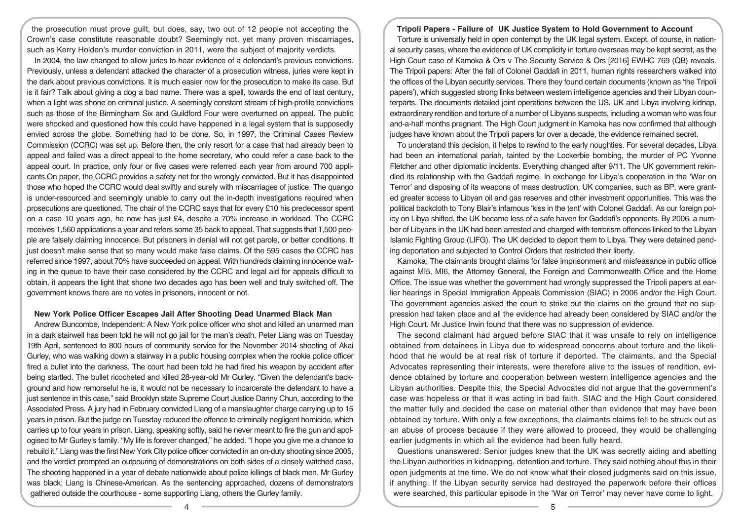the prosecution must prove guilt, but does, say, two out of 12 people not accepting the Crown's case constitute reasonable doubt? Seemingly not, yet many proven miscarriages, such as Kerry Holden's murder conviction in 2011, were the subject of majority verdicts.

In 2004, the law changed to allow juries to hear evidence of a defendant's previous convictions. Previously, unless a defendant attacked the character of a prosecution witness, juries were kept in the dark about previous convictions. It is much easier now for the prosecution to make its case. But is it fair? Talk about giving a dog a bad name. There was a spell, towards the end of last century, when a light was shone on criminal justice. A seemingly constant stream of high-profile convictions such as those of the Birmingham Six and Guildford Four were overturned on appeal. The public were shocked and questioned how this could have happened in a legal system that is supposedly envied across the globe. Something had to be done. So, in 1997, the Criminal Cases Review Commission (CCRC) was set up. Before then, the only resort for a case that had already been to appeal and failed was a direct appeal to the home secretary, who could refer a case back to the appeal court. In practice, only four or five cases were referred each year from around 700 applicants.On paper, the CCRC provides a safety net for the wrongly convicted. But it has disappointed those who hoped the CCRC would deal swiftly and surely with miscarriages of justice. The quango is under-resourced and seemingly unable to carry out the in-depth investigations required when prosecutions are questioned. The chair of the CCRC says that for every £10 his predecessor spent on a case 10 years ago, he now has just £4, despite a 70% increase in workload. The CCRC receives 1,560 applications a year and refers some 35 back to appeal. That suggests that 1,500 people are falsely claiming innocence. But prisoners in denial will not get parole, or better conditions. It just doesn't make sense that so many would make false claims. Of the 595 cases the CCRC has referred since 1997, about 70% have succeeded on appeal. With hundreds claiming innocence waiting in the queue to have their case considered by the CCRC and legal aid for appeals difficult to obtain, it appears the light that shone two decades ago has been well and truly switched off. The government knows there are no votes in prisoners, innocent or not.

## New York Police Officer Escapes Jail After Shooting Dead Unarmed Black Man

Andrew Buncombe, Independent: A New York police officer who shot and killed an unarmed man in a dark stairwell has been told he will not go jail for the man's death. Peter Liang was on Tuesday 19th April, sentenced to 800 hours of community service for the November 2014 shooting of Akai Gurley, who was walking down a stairway in a public housing complex when the rookie police officer fired a bullet into the darkness. The court had been told he had fired his weapon by accident after being startled. The bullet ricocheted and killed 28-year-old Mr Gurley. "Given the defendant's background and how remorseful he is, it would not be necessary to incarcerate the defendant to have a just sentence in this case," said Brooklyn state Supreme Court Justice Danny Chun, according to the Associated Press. A jury had in February convicted Liang of a manslaughter charge carrying up to 15 years in prison. But the judge on Tuesday reduced the offence to criminally negligent homicide, which carries up to four years in prison. Liang, speaking softly, said he never meant to fire the gun and apologised to Mr Gurley's family. "My life is forever changed," he added. "I hope you give me a chance to rebuild it." Liang was the first New York City police officer convicted in an on-duty shooting since 2005, and the verdict prompted an outpouring of demonstrations on both sides of a closely watched case. The shooting happened in a year of debate nationwide about police killings of black men. Mr Gurley was black; Liang is Chinese-American. As the sentencing approached, dozens of demonstrators gathered outside the courthouse - some supporting Liang, others the Gurley family.

## Tripoli Papers - Failure of UK Justice System to Hold Government to Account

Torture is universally held in open contempt by the UK legal system. Except, of course, in national security cases, where the evidence of UK complicity in torture overseas may be kept secret, as the High Court case of Kamoka & Ors v The Security Service & Ors [2016] EWHC 769 (QB) reveals. The Tripoli papers: After the fall of Colonel Gaddafi in 2011, human rights researchers walked into the offices of the Libyan security services. There they found certain documents (known as 'the Tripoli papers'), which suggested strong links between western intelligence agencies and their Libyan counterparts. The documents detailed joint operations between the US, UK and Libya involving kidnap, extraordinary rendition and torture of a number of Libyans suspects, including a woman who was four and-a-half months pregnant. The High Court judgment in Kamoka has now confirmed that although judges have known about the Tripoli papers for over a decade, the evidence remained secret.

To understand this decision, it helps to rewind to the early noughties. For several decades, Libya had been an international pariah, tainted by the Lockerbie bombing, the murder of PC Yvonne Fletcher and other diplomatic incidents. Everything changed after 9/11. The UK government rekindled its relationship with the Gaddafi regime. In exchange for Libya's cooperation in the 'War on Terror' and disposing of its weapons of mass destruction, UK companies, such as BP, were granted greater access to Libyan oil and gas reserves and other investment opportunities. This was the political backcloth to Tony Blair's infamous 'kiss in the tent' with Colonel Gaddafi. As our foreign policy on Libya shifted, the UK became less of a safe haven for Gaddafi's opponents. By 2006, a number of Libyans in the UK had been arrested and charged with terrorism offences linked to the Libyan Islamic Fighting Group (LIFG). The UK decided to deport them to Libya. They were detained pending deportation and subjected to Control Orders that restricted their liberty.

Kamoka: The claimants brought claims for false imprisonment and misfeasance in public office against MI5, MI6, the Attorney General, the Foreign and Commonwealth Office and the Home Office. The issue was whether the government had wrongly suppressed the Tripoli papers at earlier hearings in Special Immigration Appeals Commission (SIAC) in 2006 and/or the High Court. The government agencies asked the court to strike out the claims on the ground that no suppression had taken place and all the evidence had already been considered by SIAC and/or the High Court. Mr Justice Irwin found that there was no suppression of evidence.

The second claimant had argued before SIAC that it was unsafe to rely on intelligence obtained from detainees in Libya due to widespread concerns about torture and the likelihood that he would be at real risk of torture if deported. The claimants, and the Special Advocates representing their interests, were therefore alive to the issues of rendition, evidence obtained by torture and cooperation between western intelligence agencies and the Libyan authorities. Despite this, the Special Advocates did not argue that the government's case was hopeless or that it was acting in bad faith. SIAC and the High Court considered the matter fully and decided the case on material other than evidence that may have been obtained by torture. With only a few exceptions, the claimants claims fell to be struck out as an abuse of process because if they were allowed to proceed, they would be challenging earlier judgments in which all the evidence had been fully heard.

Questions unanswered: Senior judges knew that the UK was secretly aiding and abetting the Libyan authorities in kidnapping, detention and torture. They said nothing about this in their open judgments at the time. We do not know what their closed judgments said on this issue, if anything. If the Libyan security service had destroyed the paperwork before their offices were searched, this particular episode in the 'War on Terror' may never have come to light.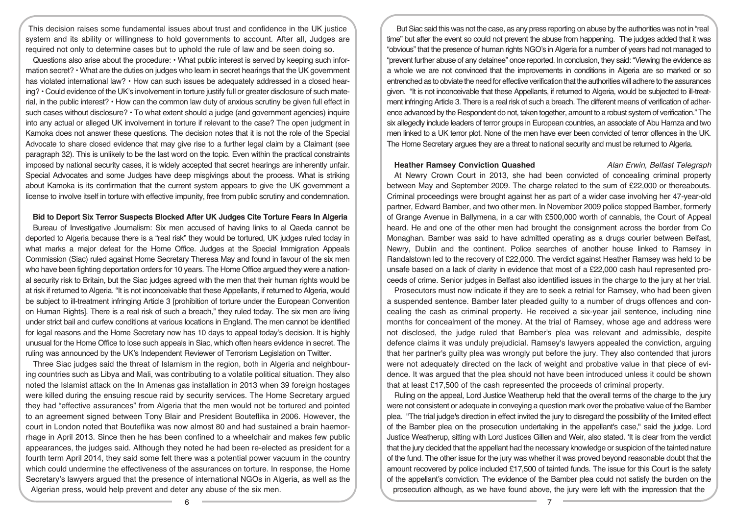This decision raises some fundamental issues about trust and confidence in the UK justice system and its ability or willingness to hold governments to account. After all, Judges are required not only to determine cases but to uphold the rule of law and be seen doing so.

Questions also arise about the procedure: • What public interest is served by keeping such information secret? • What are the duties on judges who learn in secret hearings that the UK government has violated international law? • How can such issues be adequately addressed in a closed hearing? • Could evidence of the UK's involvement in torture justify full or greater disclosure of such material, in the public interest? • How can the common law duty of anxious scrutiny be given full effect in such cases without disclosure? • To what extent should a judge (and government agencies) inquire into any actual or alleged UK involvement in torture if relevant to the case? The open judgment in Kamoka does not answer these questions. The decision notes that it is not the role of the Special Advocate to share closed evidence that may give rise to a further legal claim by a Claimant (see paragraph 32). This is unlikely to be the last word on the topic. Even within the practical constraints imposed by national security cases, it is widely accepted that secret hearings are inherently unfair. Special Advocates and some Judges have deep misgivings about the process. What is striking about Kamoka is its confirmation that the current system appears to give the UK government a license to involve itself in torture with effective impunity, free from public scrutiny and condemnation.

### Bid to Deport Six Terror Suspects Blocked After UK Judges Cite Torture Fears In Algeria

Bureau of Investigative Journalism: Six men accused of having links to al Qaeda cannot be deported to Algeria because there is a "real risk" they would be tortured, UK judges ruled today in what marks a major defeat for the Home Office. Judges at the Special Immigration Appeals Commission (Siac) ruled against Home Secretary Theresa May and found in favour of the six men who have been fighting deportation orders for 10 years. The Home Office argued they were a national security risk to Britain, but the Siac judges agreed with the men that their human rights would be at risk if returned to Algeria. "It is not inconceivable that these Appellants, if returned to Algeria, would be subject to ill-treatment infringing Article 3 [prohibition of torture under the European Convention on Human Rights]. There is a real risk of such a breach," they ruled today. The six men are living under strict bail and curfew conditions at various locations in England. The men cannot be identified for legal reasons and the Home Secretary now has 10 days to appeal today's decision. It is highly unusual for the Home Office to lose such appeals in Siac, which often hears evidence in secret. The ruling was announced by the UK's Independent Reviewer of Terrorism Legislation on Twitter.

Three Siac judges said the threat of Islamism in the region, both in Algeria and neighbouring countries such as Libya and Mali, was contributing to a volatile political situation. They also noted the Islamist attack on the In Amenas gas installation in 2013 when 39 foreign hostages were killed during the ensuing rescue raid by security services. The Home Secretary argued they had "effective assurances" from Algeria that the men would not be tortured and pointed to an agreement signed between Tony Blair and President Bouteflika in 2006. However, the court in London noted that Bouteflika was now almost 80 and had sustained a brain haemorrhage in April 2013. Since then he has been confined to a wheelchair and makes few public appearances, the judges said. Although they noted he had been re-elected as president for a fourth term April 2014, they said some felt there was a potential power vacuum in the country which could undermine the effectiveness of the assurances on torture. In response, the Home Secretary's lawyers argued that the presence of international NGOs in Algeria, as well as the Algerian press, would help prevent and deter any abuse of the six men.

But Siac said this was not the case, as any press reporting on abuse by the authorities was not in "real time" but after the event so could not prevent the abuse from happening. The judges added that it was "obvious" that the presence of human rights NGO's in Algeria for a number of years had not managed to "prevent further abuse of any detainee" once reported. In conclusion, they said: "Viewing the evidence as a whole we are not convinced that the improvements in conditions in Algeria are so marked or so entrenched as to obviate the need for effective verification that the authorities will adhere to the assurances given. "It is not inconceivable that these Appellants, if returned to Algeria, would be subjected to ill-treatment infringing Article 3. There is a real risk of such a breach. The different means of verification of adherence advanced by the Respondent do not, taken together, amount to a robust system of verification." The six allegedly include leaders of terror groups in European countries, an associate of Abu Hamza and two men linked to a UK terror plot. None of the men have ever been convicted of terror offences in the UK. The Home Secretary argues they are a threat to national security and must be returned to Algeria.

### Heather Ramsey Conviction Quashed

*Alan Erwin, Belfast Telegraph*

At Newry Crown Court in 2013, she had been convicted of concealing criminal property between May and September 2009. The charge related to the sum of £22,000 or thereabouts. Criminal proceedings were brought against her as part of a wider case involving her 47-year-old partner, Edward Bamber, and two other men. In November 2009 police stopped Bamber, formerly of Grange Avenue in Ballymena, in a car with £500,000 worth of cannabis, the Court of Appeal heard. He and one of the other men had brought the consignment across the border from Co Monaghan. Bamber was said to have admitted operating as a drugs courier between Belfast, Newry, Dublin and the continent. Police searches of another house linked to Ramsey in Randalstown led to the recovery of £22,000. The verdict against Heather Ramsey was held to be unsafe based on a lack of clarity in evidence that most of a £22,000 cash haul represented proceeds of crime. Senior judges in Belfast also identified issues in the charge to the jury at her trial.

Prosecutors must now indicate if they are to seek a retrial for Ramsey, who had been given a suspended sentence. Bamber later pleaded guilty to a number of drugs offences and concealing the cash as criminal property. He received a six-year jail sentence, including nine months for concealment of the money. At the trial of Ramsey, whose age and address were not disclosed, the judge ruled that Bamber's plea was relevant and admissible, despite defence claims it was unduly prejudicial. Ramsey's lawyers appealed the conviction, arguing that her partner's guilty plea was wrongly put before the jury. They also contended that jurors were not adequately directed on the lack of weight and probative value in that piece of evidence. It was argued that the plea should not have been introduced unless it could be shown that at least £17,500 of the cash represented the proceeds of criminal property.

Ruling on the appeal, Lord Justice Weatherup held that the overall terms of the charge to the jury were not consistent or adequate in conveying a question mark over the probative value of the Bamber plea. "The trial judge's direction in effect invited the jury to disregard the possibility of the limited effect of the Bamber plea on the prosecution undertaking in the appellant's case," said the judge. Lord Justice Weatherup, sitting with Lord Justices Gillen and Weir, also stated. 'It is clear from the verdict that the jury decided that the appellant had the necessary knowledge or suspicion of the tainted nature of the fund. The other issue for the jury was whether it was proved beyond reasonable doubt that the amount recovered by police included £17,500 of tainted funds. The issue for this Court is the safety of the appellant's conviction. The evidence of the Bamber plea could not satisfy the burden on the prosecution although, as we have found above, the jury were left with the impression that the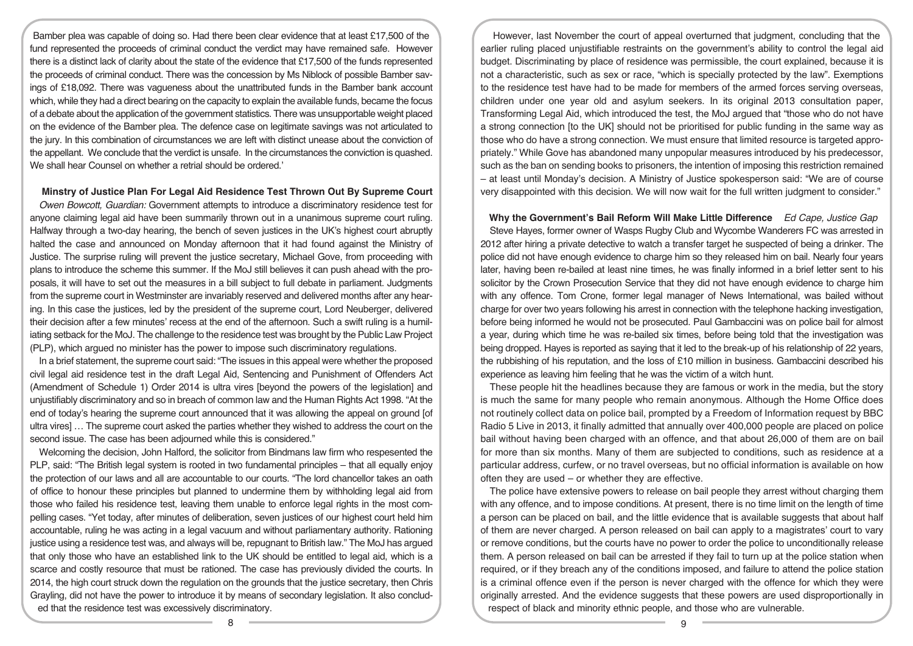Bamber plea was capable of doing so. Had there been clear evidence that at least £17,500 of the fund represented the proceeds of criminal conduct the verdict may have remained safe. However there is a distinct lack of clarity about the state of the evidence that £17,500 of the funds represented the proceeds of criminal conduct. There was the concession by Ms Niblock of possible Bamber savings of £18,092. There was vagueness about the unattributed funds in the Bamber bank account which, while they had a direct bearing on the capacity to explain the available funds, became the focus of a debate about the application of the government statistics. There was unsupportable weight placed on the evidence of the Bamber plea. The defence case on legitimate savings was not articulated to the jury. In this combination of circumstances we are left with distinct unease about the conviction of the appellant. We conclude that the verdict is unsafe. In the circumstances the conviction is quashed. We shall hear Counsel on whether a retrial should be ordered.'

## Minstry of Justice Plan For Legal Aid Residence Test Thrown Out By Supreme Court

*Owen Bowcott, Guardian:* Government attempts to introduce a discriminatory residence test for anyone claiming legal aid have been summarily thrown out in a unanimous supreme court ruling. Halfway through a two-day hearing, the bench of seven justices in the UK's highest court abruptly halted the case and announced on Monday afternoon that it had found against the Ministry of Justice. The surprise ruling will prevent the justice secretary, Michael Gove, from proceeding with plans to introduce the scheme this summer. If the MoJ still believes it can push ahead with the proposals, it will have to set out the measures in a bill subject to full debate in parliament. Judgments from the supreme court in Westminster are invariably reserved and delivered months after any hearing. In this case the justices, led by the president of the supreme court, Lord Neuberger, delivered their decision after a few minutes' recess at the end of the afternoon. Such a swift ruling is a humiliating setback for the MoJ. The challenge to the residence test was brought by the Public Law Project (PLP), which argued no minister has the power to impose such discriminatory regulations.

In a brief statement, the supreme court said: "The issues in this appeal were whether the proposed civil legal aid residence test in the draft Legal Aid, Sentencing and Punishment of Offenders Act (Amendment of Schedule 1) Order 2014 is ultra vires [beyond the powers of the legislation] and unjustifiably discriminatory and so in breach of common law and the Human Rights Act 1998. "At the end of today's hearing the supreme court announced that it was allowing the appeal on ground [of ultra vires] … The supreme court asked the parties whether they wished to address the court on the second issue. The case has been adjourned while this is considered."

Welcoming the decision, John Halford, the solicitor from Bindmans law firm who respesented the PLP, said: "The British legal system is rooted in two fundamental principles – that all equally enjoy the protection of our laws and all are accountable to our courts. "The lord chancellor takes an oath of office to honour these principles but planned to undermine them by withholding legal aid from those who failed his residence test, leaving them unable to enforce legal rights in the most compelling cases. "Yet today, after minutes of deliberation, seven justices of our highest court held him accountable, ruling he was acting in a legal vacuum and without parliamentary authority. Rationing justice using a residence test was, and always will be, repugnant to British law." The MoJ has argued that only those who have an established link to the UK should be entitled to legal aid, which is a scarce and costly resource that must be rationed. The case has previously divided the courts. In 2014, the high court struck down the regulation on the grounds that the justice secretary, then Chris Grayling, did not have the power to introduce it by means of secondary legislation. It also concluded that the residence test was excessively discriminatory.

However, last November the court of appeal overturned that judgment, concluding that the earlier ruling placed unjustifiable restraints on the government's ability to control the legal aid budget. Discriminating by place of residence was permissible, the court explained, because it is not a characteristic, such as sex or race, "which is specially protected by the law". Exemptions to the residence test have had to be made for members of the armed forces serving overseas, children under one year old and asylum seekers. In its original 2013 consultation paper, Transforming Legal Aid, which introduced the test, the MoJ argued that "those who do not have a strong connection [to the UK] should not be prioritised for public funding in the same way as those who do have a strong connection. We must ensure that limited resource is targeted appropriately." While Gove has abandoned many unpopular measures introduced by his predecessor, such as the ban on sending books to prisoners, the intention of imposing this restriction remained – at least until Monday's decision. A Ministry of Justice spokesperson said: "We are of course very disappointed with this decision. We will now wait for the full written judgment to consider."

## Why the Government's Bail Reform Will Make Little Difference *Ed Cape, Justice Gap*

Steve Hayes, former owner of Wasps Rugby Club and Wycombe Wanderers FC was arrested in 2012 after hiring a private detective to watch a transfer target he suspected of being a drinker. The police did not have enough evidence to charge him so they released him on bail. Nearly four years later, having been re-bailed at least nine times, he was finally informed in a brief letter sent to his solicitor by the Crown Prosecution Service that they did not have enough evidence to charge him with any offence. Tom Crone, former legal manager of News International, was bailed without charge for over two years following his arrest in connection with the telephone hacking investigation, before being informed he would not be prosecuted. Paul Gambaccini was on police bail for almost a year, during which time he was re-bailed six times, before being told that the investigation was being dropped. Hayes is reported as saying that it led to the break-up of his relationship of 22 years, the rubbishing of his reputation, and the loss of £10 million in business. Gambaccini described his experience as leaving him feeling that he was the victim of a witch hunt.

These people hit the headlines because they are famous or work in the media, but the story is much the same for many people who remain anonymous. Although the Home Office does not routinely collect data on police bail, prompted by a Freedom of Information request by BBC Radio 5 Live in 2013, it finally admitted that annually over 400,000 people are placed on police bail without having been charged with an offence, and that about 26,000 of them are on bail for more than six months. Many of them are subjected to conditions, such as residence at a particular address, curfew, or no travel overseas, but no official information is available on how often they are used – or whether they are effective.

The police have extensive powers to release on bail people they arrest without charging them with any offence, and to impose conditions. At present, there is no time limit on the length of time a person can be placed on bail, and the little evidence that is available suggests that about half of them are never charged. A person released on bail can apply to a magistrates' court to vary or remove conditions, but the courts have no power to order the police to unconditionally release them. A person released on bail can be arrested if they fail to turn up at the police station when required, or if they breach any of the conditions imposed, and failure to attend the police station is a criminal offence even if the person is never charged with the offence for which they were originally arrested. And the evidence suggests that these powers are used disproportionally in respect of black and minority ethnic people, and those who are vulnerable.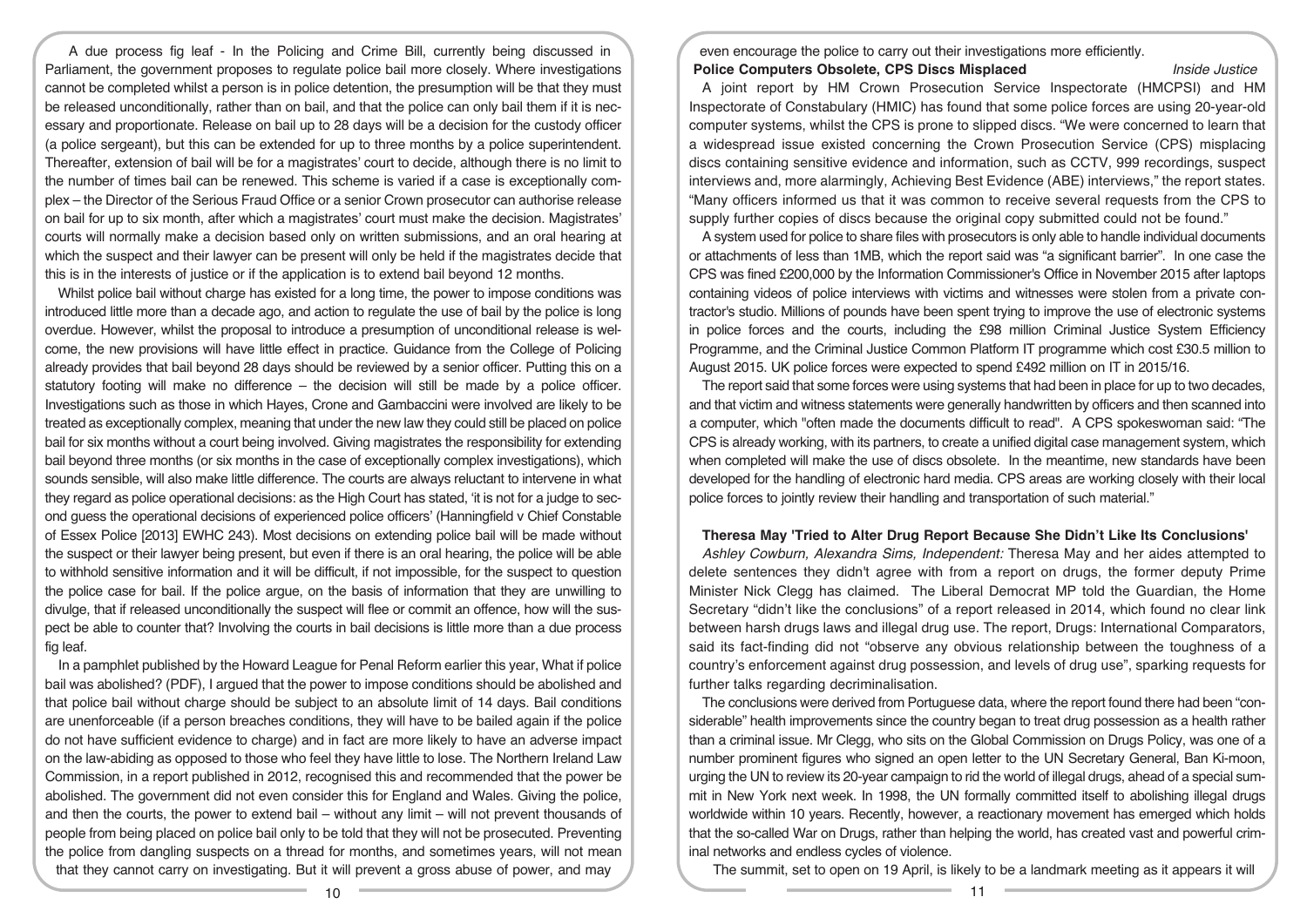A due process fig leaf - In the Policing and Crime Bill, currently being discussed in Parliament, the government proposes to regulate police bail more closely. Where investigations cannot be completed whilst a person is in police detention, the presumption will be that they must be released unconditionally, rather than on bail, and that the police can only bail them if it is necessary and proportionate. Release on bail up to 28 days will be a decision for the custody officer (a police sergeant), but this can be extended for up to three months by a police superintendent. Thereafter, extension of bail will be for a magistrates' court to decide, although there is no limit to the number of times bail can be renewed. This scheme is varied if a case is exceptionally complex – the Director of the Serious Fraud Office or a senior Crown prosecutor can authorise release on bail for up to six month, after which a magistrates' court must make the decision. Magistrates' courts will normally make a decision based only on written submissions, and an oral hearing at which the suspect and their lawyer can be present will only be held if the magistrates decide that this is in the interests of justice or if the application is to extend bail beyond 12 months.

Whilst police bail without charge has existed for a long time, the power to impose conditions was introduced little more than a decade ago, and action to regulate the use of bail by the police is long overdue. However, whilst the proposal to introduce a presumption of unconditional release is welcome, the new provisions will have little effect in practice. Guidance from the College of Policing already provides that bail beyond 28 days should be reviewed by a senior officer. Putting this on a statutory footing will make no difference – the decision will still be made by a police officer. Investigations such as those in which Hayes, Crone and Gambaccini were involved are likely to be treated as exceptionally complex, meaning that under the new law they could still be placed on police bail for six months without a court being involved. Giving magistrates the responsibility for extending bail beyond three months (or six months in the case of exceptionally complex investigations), which sounds sensible, will also make little difference. The courts are always reluctant to intervene in what they regard as police operational decisions: as the High Court has stated, 'it is not for a judge to second guess the operational decisions of experienced police officers' (Hanningfield v Chief Constable of Essex Police [2013] EWHC 243). Most decisions on extending police bail will be made without the suspect or their lawyer being present, but even if there is an oral hearing, the police will be able to withhold sensitive information and it will be difficult, if not impossible, for the suspect to question the police case for bail. If the police argue, on the basis of information that they are unwilling to divulge, that if released unconditionally the suspect will flee or commit an offence, how will the suspect be able to counter that? Involving the courts in bail decisions is little more than a due process fig leaf.

In a pamphlet published by the Howard League for Penal Reform earlier this year, What if police bail was abolished? (PDF), I argued that the power to impose conditions should be abolished and that police bail without charge should be subject to an absolute limit of 14 days. Bail conditions are unenforceable (if a person breaches conditions, they will have to be bailed again if the police do not have sufficient evidence to charge) and in fact are more likely to have an adverse impact on the law-abiding as opposed to those who feel they have little to lose. The Northern Ireland Law Commission, in a report published in 2012, recognised this and recommended that the power be abolished. The government did not even consider this for England and Wales. Giving the police, and then the courts, the power to extend bail – without any limit – will not prevent thousands of people from being placed on police bail only to be told that they will not be prosecuted. Preventing the police from dangling suspects on a thread for months, and sometimes years, will not mean that they cannot carry on investigating. But it will prevent a gross abuse of power, and may even encourage the police to carry out their investigations more efficiently.

### Police Computers Obsolete, CPS Discs Misplaced

*Inside Justice*

A joint report by HM Crown Prosecution Service Inspectorate (HMCPSI) and HM Inspectorate of Constabulary (HMIC) has found that some police forces are using 20-year-old computer systems, whilst the CPS is prone to slipped discs. "We were concerned to learn that a widespread issue existed concerning the Crown Prosecution Service (CPS) misplacing discs containing sensitive evidence and information, such as CCTV, 999 recordings, suspect interviews and, more alarmingly, Achieving Best Evidence (ABE) interviews," the report states. "Many officers informed us that it was common to receive several requests from the CPS to supply further copies of discs because the original copy submitted could not be found."

A system used for police to share files with prosecutors is only able to handle individual documents or attachments of less than 1MB, which the report said was "a significant barrier". In one case the CPS was fined £200,000 by the Information Commissioner's Office in November 2015 after laptops containing videos of police interviews with victims and witnesses were stolen from a private contractor's studio. Millions of pounds have been spent trying to improve the use of electronic systems in police forces and the courts, including the £98 million Criminal Justice System Efficiency Programme, and the Criminal Justice Common Platform IT programme which cost £30.5 million to August 2015. UK police forces were expected to spend £492 million on IT in 2015/16.

The report said that some forces were using systems that had been in place for up to two decades, and that victim and witness statements were generally handwritten by officers and then scanned into a computer, which "often made the documents difficult to read". A CPS spokeswoman said: "The CPS is already working, with its partners, to create a unified digital case management system, which when completed will make the use of discs obsolete. In the meantime, new standards have been developed for the handling of electronic hard media. CPS areas are working closely with their local police forces to jointly review their handling and transportation of such material."

### Theresa May 'Tried to Alter Drug Report Because She Didn't Like Its Conclusions'

*Ashley Cowburn, Alexandra Sims, Independent:* Theresa May and her aides attempted to delete sentences they didn't agree with from a report on drugs, the former deputy Prime Minister Nick Clegg has claimed. The Liberal Democrat MP told the Guardian, the Home Secretary "didn't like the conclusions" of a report released in 2014, which found no clear link between harsh drugs laws and illegal drug use. The report, Drugs: International Comparators, said its fact-finding did not "observe any obvious relationship between the toughness of a country's enforcement against drug possession, and levels of drug use", sparking requests for further talks regarding decriminalisation.

The conclusions were derived from Portuguese data, where the report found there had been "considerable" health improvements since the country began to treat drug possession as a health rather than a criminal issue. Mr Clegg, who sits on the Global Commission on Drugs Policy, was one of a number prominent figures who signed an open letter to the UN Secretary General, Ban Ki-moon, urging the UN to review its 20-year campaign to rid the world of illegal drugs, ahead of a special summit in New York next week. In 1998, the UN formally committed itself to abolishing illegal drugs worldwide within 10 years. Recently, however, a reactionary movement has emerged which holds that the so-called War on Drugs, rather than helping the world, has created vast and powerful criminal networks and endless cycles of violence.

The summit, set to open on 19 April, is likely to be a landmark meeting as it appears it will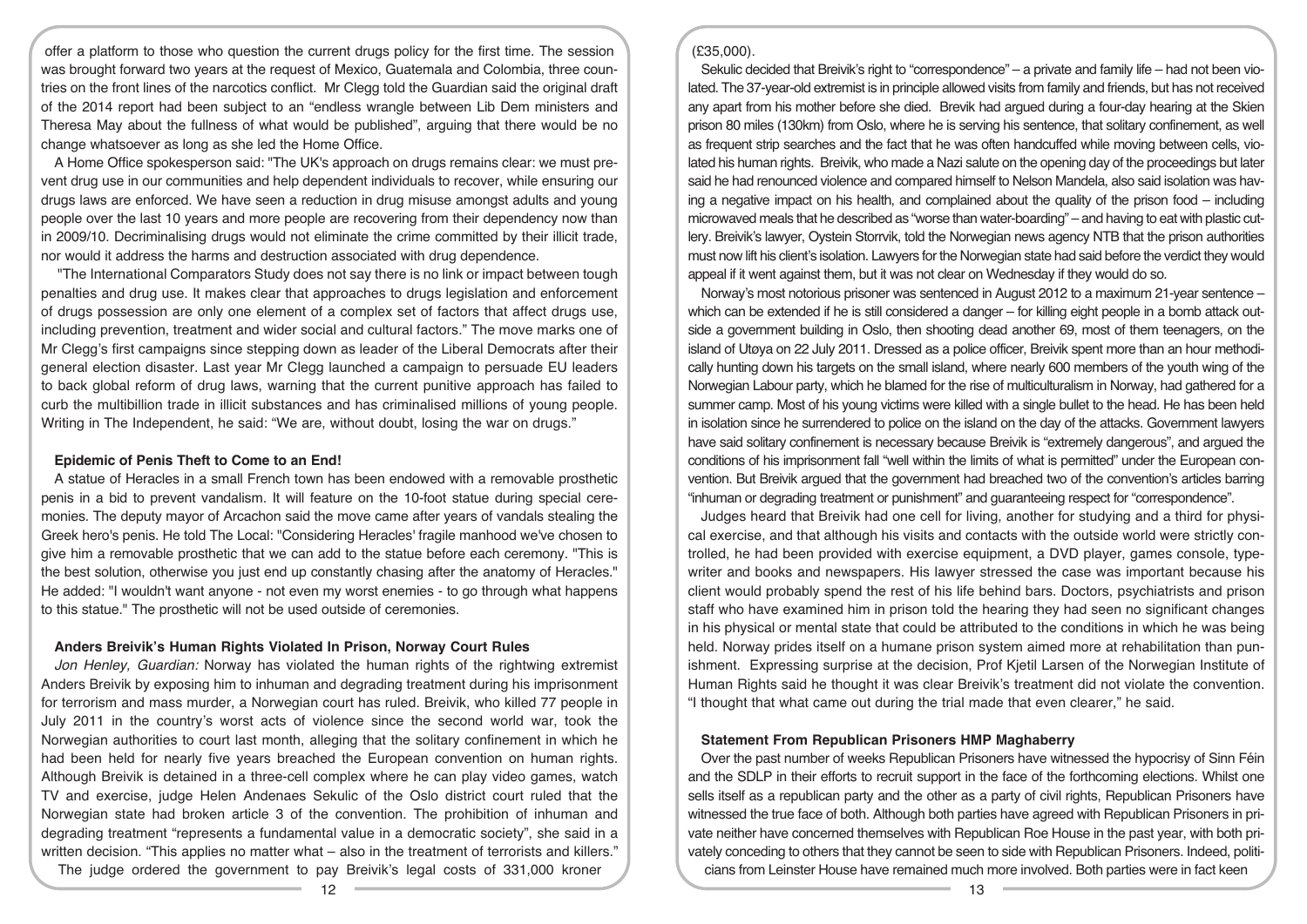offer a platform to those who question the current drugs policy for the first time. The session was brought forward two years at the request of Mexico, Guatemala and Colombia, three countries on the front lines of the narcotics conflict. Mr Clegg told the Guardian said the original draft of the 2014 report had been subject to an "endless wrangle between Lib Dem ministers and Theresa May about the fullness of what would be published", arguing that there would be no change whatsoever as long as she led the Home Office.

A Home Office spokesperson said: "The UK's approach on drugs remains clear: we must prevent drug use in our communities and help dependent individuals to recover, while ensuring our drugs laws are enforced. We have seen a reduction in drug misuse amongst adults and young people over the last 10 years and more people are recovering from their dependency now than in 2009/10. Decriminalising drugs would not eliminate the crime committed by their illicit trade, nor would it address the harms and destruction associated with drug dependence.

"The International Comparators Study does not say there is no link or impact between tough penalties and drug use. It makes clear that approaches to drugs legislation and enforcement of drugs possession are only one element of a complex set of factors that affect drugs use, including prevention, treatment and wider social and cultural factors." The move marks one of Mr Clegg's first campaigns since stepping down as leader of the Liberal Democrats after their general election disaster. Last year Mr Clegg launched a campaign to persuade EU leaders to back global reform of drug laws, warning that the current punitive approach has failed to curb the multibillion trade in illicit substances and has criminalised millions of young people. Writing in The Independent, he said: "We are, without doubt, losing the war on drugs."

### Epidemic of Penis Theft to Come to an End!

A statue of Heracles in a small French town has been endowed with a removable prosthetic penis in a bid to prevent vandalism. It will feature on the 10-foot statue during special ceremonies. The deputy mayor of Arcachon said the move came after years of vandals stealing the Greek hero's penis. He told The Local: "Considering Heracles' fragile manhood we've chosen to give him a removable prosthetic that we can add to the statue before each ceremony. "This is the best solution, otherwise you just end up constantly chasing after the anatomy of Heracles." He added: "I wouldn't want anyone - not even my worst enemies - to go through what happens to this statue." The prosthetic will not be used outside of ceremonies.

### Anders Breivik's Human Rights Violated In Prison, Norway Court Rules

*Jon Henley, Guardian:* Norway has violated the human rights of the rightwing extremist Anders Breivik by exposing him to inhuman and degrading treatment during his imprisonment for terrorism and mass murder, a Norwegian court has ruled. Breivik, who killed 77 people in July 2011 in the country's worst acts of violence since the second world war, took the Norwegian authorities to court last month, alleging that the solitary confinement in which he had been held for nearly five years breached the European convention on human rights. Although Breivik is detained in a three-cell complex where he can play video games, watch TV and exercise, judge Helen Andenaes Sekulic of the Oslo district court ruled that the Norwegian state had broken article 3 of the convention. The prohibition of inhuman and degrading treatment "represents a fundamental value in a democratic society", she said in a written decision. "This applies no matter what – also in the treatment of terrorists and killers." The judge ordered the government to pay Breivik's legal costs of 331,000 kroner (£35,000).

Sekulic decided that Breivik's right to "correspondence" – a private and family life – had not been violated. The 37-year-old extremist is in principle allowed visits from family and friends, but has not received any apart from his mother before she died. Brevik had argued during a four-day hearing at the Skien prison 80 miles (130km) from Oslo, where he is serving his sentence, that solitary confinement, as well as frequent strip searches and the fact that he was often handcuffed while moving between cells, violated his human rights. Breivik, who made a Nazi salute on the opening day of the proceedings but later said he had renounced violence and compared himself to Nelson Mandela, also said isolation was having a negative impact on his health, and complained about the quality of the prison food – including microwaved meals that he described as "worse than water-boarding" – and having to eat with plastic cutlery. Breivik's lawyer, Oystein Storrvik, told the Norwegian news agency NTB that the prison authorities must now lift his client's isolation. Lawyers for the Norwegian state had said before the verdict they would appeal if it went against them, but it was not clear on Wednesday if they would do so.

Norway's most notorious prisoner was sentenced in August 2012 to a maximum 21-year sentence – which can be extended if he is still considered a danger – for killing eight people in a bomb attack outside a government building in Oslo, then shooting dead another 69, most of them teenagers, on the island of Utoya on 22 July 2011. Dressed as a police officer, Breivik spent more than an hour methodically hunting down his targets on the small island, where nearly 600 members of the youth wing of the Norwegian Labour party, which he blamed for the rise of multiculturalism in Norway, had gathered for a summer camp. Most of his young victims were killed with a single bullet to the head. He has been held in isolation since he surrendered to police on the island on the day of the attacks. Government lawyers have said solitary confinement is necessary because Breivik is "extremely dangerous", and argued the conditions of his imprisonment fall "well within the limits of what is permitted" under the European convention. But Breivik argued that the government had breached two of the convention's articles barring "inhuman or degrading treatment or punishment" and guaranteeing respect for "correspondence".

Judges heard that Breivik had one cell for living, another for studying and a third for physical exercise, and that although his visits and contacts with the outside world were strictly controlled, he had been provided with exercise equipment, a DVD player, games console, typewriter and books and newspapers. His lawyer stressed the case was important because his client would probably spend the rest of his life behind bars. Doctors, psychiatrists and prison staff who have examined him in prison told the hearing they had seen no significant changes in his physical or mental state that could be attributed to the conditions in which he was being held. Norway prides itself on a humane prison system aimed more at rehabilitation than punishment. Expressing surprise at the decision, Prof Kjetil Larsen of the Norwegian Institute of Human Rights said he thought it was clear Breivik's treatment did not violate the convention. "I thought that what came out during the trial made that even clearer," he said.

### Statement From Republican Prisoners HMP Maghaberry

Over the past number of weeks Republican Prisoners have witnessed the hypocrisy of Sinn Féin and the SDLP in their efforts to recruit support in the face of the forthcoming elections. Whilst one sells itself as a republican party and the other as a party of civil rights, Republican Prisoners have witnessed the true face of both. Although both parties have agreed with Republican Prisoners in private neither have concerned themselves with Republican Roe House in the past year, with both privately conceding to others that they cannot be seen to side with Republican Prisoners. Indeed, politicians from Leinster House have remained much more involved. Both parties were in fact keen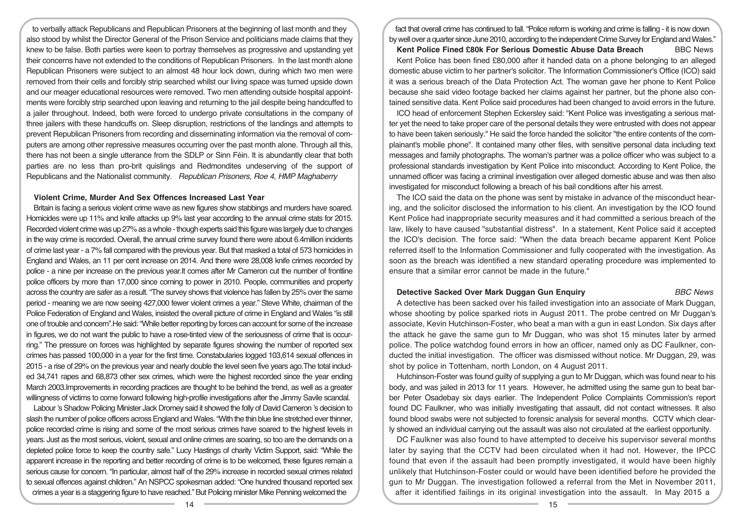to verbally attack Republicans and Republican Prisoners at the beginning of last month and they also stood by whilst the Director General of the Prison Service and politicians made claims that they knew to be false. Both parties were keen to portray themselves as progressive and upstanding yet their concerns have not extended to the conditions of Republican Prisoners. In the last month alone Republican Prisoners were subject to an almost 48 hour lock down, during which two men were removed from their cells and forcibly strip searched whilst our living space was turned upside down and our meager educational resources were removed. Two men attending outside hospital appointments were forcibly strip searched upon leaving and returning to the jail despite being handcuffed to a jailer throughout. Indeed, both were forced to undergo private consultations in the company of three jailers with these handcuffs on. Sleep disruption, restrictions of the landings and attempts to prevent Republican Prisoners from recording and disseminating information via the removal of computers are among other repressive measures occurring over the past month alone. Through all this, there has not been a single utterance from the SDLP or Sinn Féin. It is abundantly clear that both parties are no less than pro-brit quislings and Redmondites undeserving of the support of Republicans and the Nationalist community. *Republican Prisoners, Roe 4, HMP Maghaberry*

### Violent Crime, Murder And Sex Offences Increased Last Year

Britain is facing a serious violent crime wave as new figures show stabbings and murders have soared. Homicides were up 11% and knife attacks up 9% last year according to the annual crime stats for 2015. Recorded violent crime was up 27% as a whole - though experts said this figure was largely due to changes in the way crime is recorded. Overall, the annual crime survey found there were about 6.4million incidents of crime last year - a 7% fall compared with the previous year. But that masked a total of 573 homicides in England and Wales, an 11 per cent increase on 2014. And there were 28,008 knife crimes recorded by police - a nine per increase on the previous year.It comes after Mr Cameron cut the number of frontline police officers by more than 17,000 since coming to power in 2010. People, communities and property across the country are safer as a result. "The survey shows that violence has fallen by 25% over the same period - meaning we are now seeing 427,000 fewer violent crimes a year." Steve White, chairman of the Police Federation of England and Wales, insisted the overall picture of crime in England and Wales "is still one of trouble and concern".He said: "While better reporting by forces can account for some of the increase in figures, we do not want the public to have a rose-tinted view of the seriousness of crime that is occurring." The pressure on forces was highlighted by separate figures showing the number of reported sex crimes has passed 100,000 in a year for the first time. Constabularies logged 103,614 sexual offences in 2015 - a rise of 29% on the previous year and nearly double the level seen five years ago.The total included 34,741 rapes and 68,873 other sex crimes, which were the highest recorded since the year ending March 2003.Improvements in recording practices are thought to be behind the trend, as well as a greater willingness of victims to come forward following high-profile investigations after the Jimmy Savile scandal.

Labour 's Shadow Policing Minister Jack Dromey said it showed the folly of David Cameron 's decision to slash the number of police officers across England and Wales. "With the thin blue line stretched ever thinner, police recorded crime is rising and some of the most serious crimes have soared to the highest levels in years. Just as the most serious, violent, sexual and online crimes are soaring, so too are the demands on a depleted police force to keep the country safe." Lucy Hastings of charity Victim Support, said: "While the apparent increase in the reporting and better recording of crime is to be welcomed, these figures remain a serious cause for concern. "In particular, almost half of the 29% increase in recorded sexual crimes related to sexual offences against children." An NSPCC spokesman added: "One hundred thousand reported sex crimes a year is a staggering figure to have reached." But Policing minister Mike Penning welcomed the fact that overall crime has continued to fall. "Police reform is working and crime is falling - it is now down by well over a quarter since June 2010, according to the independent Crime Survey for England and Wales."

### Kent Police Fined £80k For Serious Domestic Abuse Data Breach

BBC News

Kent Police has been fined £80,000 after it handed data on a phone belonging to an alleged domestic abuse victim to her partner's solicitor. The Information Commissioner's Office (ICO) said it was a serious breach of the Data Protection Act. The woman gave her phone to Kent Police because she said video footage backed her claims against her partner, but the phone also contained sensitive data. Kent Police said procedures had been changed to avoid errors in the future.

ICO head of enforcement Stephen Eckersley said: "Kent Police was investigating a serious matter yet the need to take proper care of the personal details they were entrusted with does not appear to have been taken seriously." He said the force handed the solicitor "the entire contents of the complainant's mobile phone". It contained many other files, with sensitive personal data including text messages and family photographs. The woman's partner was a police officer who was subject to a professional standards investigation by Kent Police into misconduct. According to Kent Police, the unnamed officer was facing a criminal investigation over alleged domestic abuse and was then also investigated for misconduct following a breach of his bail conditions after his arrest.

The ICO said the data on the phone was sent by mistake in advance of the misconduct hearing, and the solicitor disclosed the information to his client. An investigation by the ICO found Kent Police had inappropriate security measures and it had committed a serious breach of the law, likely to have caused "substantial distress". In a statement, Kent Police said it accepted the ICO's decision. The force said: "When the data breach became apparent Kent Police referred itself to the Information Commissioner and fully cooperated with the investigation. As soon as the breach was identified a new standard operating procedure was implemented to ensure that a similar error cannot be made in the future."

### Detective Sacked Over Mark Duggan Gun Enquiry

*BBC News*

A detective has been sacked over his failed investigation into an associate of Mark Duggan, whose shooting by police sparked riots in August 2011. The probe centred on Mr Duggan's associate, Kevin Hutchinson-Foster, who beat a man with a gun in east London. Six days after the attack he gave the same gun to Mr Duggan, who was shot 15 minutes later by armed police. The police watchdog found errors in how an officer, named only as DC Faulkner, conducted the initial investigation. The officer was dismissed without notice. Mr Duggan, 29, was shot by police in Tottenham, north London, on 4 August 2011.

Hutchinson-Foster was found guilty of supplying a gun to Mr Duggan, which was found near to his body, and was jailed in 2013 for 11 years. However, he admitted using the same gun to beat barber Peter Osadebay six days earlier. The Independent Police Complaints Commission's report found DC Faulkner, who was initially investigating that assault, did not contact witnesses. It also found blood swabs were not subjected to forensic analysis for several months. CCTV which clearly showed an individual carrying out the assault was also not circulated at the earliest opportunity.

DC Faulkner was also found to have attempted to deceive his supervisor several months later by saying that the CCTV had been circulated when it had not. However, the IPCC found that even if the assault had been promptly investigated, it would have been highly unlikely that Hutchinson-Foster could or would have been identified before he provided the gun to Mr Duggan. The investigation followed a referral from the Met in November 2011, after it identified failings in its original investigation into the assault. In May 2015 a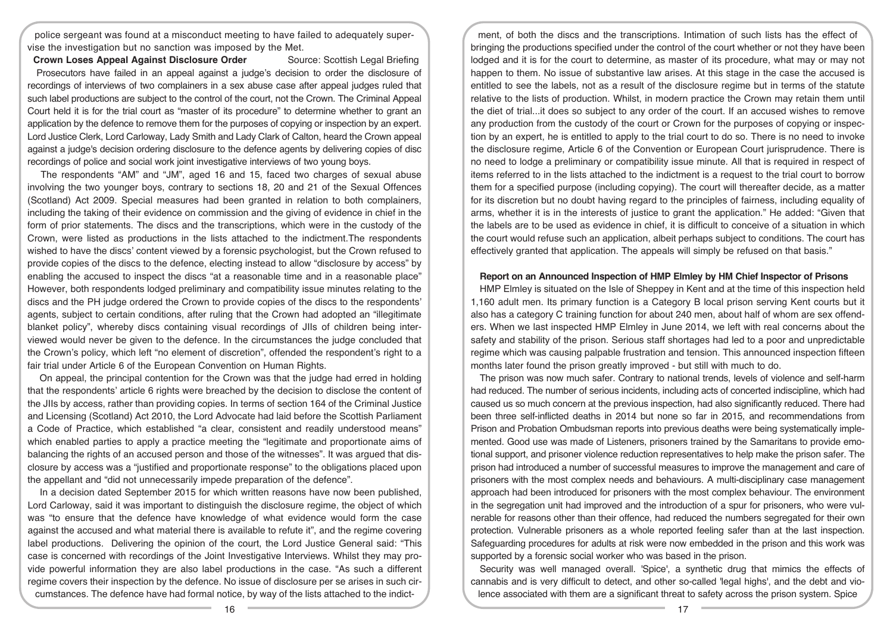police sergeant was found at a misconduct meeting to have failed to adequately supervise the investigation but no sanction was imposed by the Met.

**Crown Loses Appeal Against Disclosure Order** Source: Scottish Legal Briefing

Prosecutors have failed in an appeal against a judge's decision to order the disclosure of recordings of interviews of two complainers in a sex abuse case after appeal judges ruled that such label productions are subject to the control of the court, not the Crown. The Criminal Appeal Court held it is for the trial court as "master of its procedure" to determine whether to grant an application by the defence to remove them for the purposes of copying or inspection by an expert. Lord Justice Clerk, Lord Carloway, Lady Smith and Lady Clark of Calton, heard the Crown appeal against a judge's decision ordering disclosure to the defence agents by delivering copies of disc recordings of police and social work joint investigative interviews of two young boys.

The respondents "AM" and "JM", aged 16 and 15, faced two charges of sexual abuse involving the two younger boys, contrary to sections 18, 20 and 21 of the Sexual Offences (Scotland) Act 2009. Special measures had been granted in relation to both complainers, including the taking of their evidence on commission and the giving of evidence in chief in the form of prior statements. The discs and the transcriptions, which were in the custody of the Crown, were listed as productions in the lists attached to the indictment.The respondents wished to have the discs' content viewed by a forensic psychologist, but the Crown refused to provide copies of the discs to the defence, electing instead to allow "disclosure by access" by enabling the accused to inspect the discs "at a reasonable time and in a reasonable place" However, both respondents lodged preliminary and compatibility issue minutes relating to the discs and the PH judge ordered the Crown to provide copies of the discs to the respondents' agents, subject to certain conditions, after ruling that the Crown had adopted an "illegitimate blanket policy", whereby discs containing visual recordings of JIIs of children being interviewed would never be given to the defence. In the circumstances the judge concluded that the Crown's policy, which left "no element of discretion", offended the respondent's right to a fair trial under Article 6 of the European Convention on Human Rights.

On appeal, the principal contention for the Crown was that the judge had erred in holding that the respondents' article 6 rights were breached by the decision to disclose the content of the JIIs by access, rather than providing copies. In terms of section 164 of the Criminal Justice and Licensing (Scotland) Act 2010, the Lord Advocate had laid before the Scottish Parliament a Code of Practice, which established "a clear, consistent and readily understood means" which enabled parties to apply a practice meeting the "legitimate and proportionate aims of balancing the rights of an accused person and those of the witnesses". It was argued that disclosure by access was a "justified and proportionate response" to the obligations placed upon the appellant and "did not unnecessarily impede preparation of the defence".

In a decision dated September 2015 for which written reasons have now been published, Lord Carloway, said it was important to distinguish the disclosure regime, the object of which was "to ensure that the defence have knowledge of what evidence would form the case against the accused and what material there is available to refute it", and the regime covering label productions. Delivering the opinion of the court, the Lord Justice General said: "This case is concerned with recordings of the Joint Investigative Interviews. Whilst they may provide powerful information they are also label productions in the case. "As such a different regime covers their inspection by the defence. No issue of disclosure per se arises in such circumstances. The defence have had formal notice, by way of the lists attached to the indictment, of both the discs and the transcriptions. Intimation of such lists has the effect of bringing the productions specified under the control of the court whether or not they have been lodged and it is for the court to determine, as master of its procedure, what may or may not happen to them. No issue of substantive law arises. At this stage in the case the accused is entitled to see the labels, not as a result of the disclosure regime but in terms of the statute relative to the lists of production. Whilst, in modern practice the Crown may retain them until the diet of trial...it does so subject to any order of the court. If an accused wishes to remove any production from the custody of the court or Crown for the purposes of copying or inspection by an expert, he is entitled to apply to the trial court to do so. There is no need to invoke the disclosure regime, Article 6 of the Convention or European Court jurisprudence. There is no need to lodge a preliminary or compatibility issue minute. All that is required in respect of items referred to in the lists attached to the indictment is a request to the trial court to borrow them for a specified purpose (including copying). The court will thereafter decide, as a matter for its discretion but no doubt having regard to the principles of fairness, including equality of arms, whether it is in the interests of justice to grant the application." He added: "Given that the labels are to be used as evidence in chief, it is difficult to conceive of a situation in which the court would refuse such an application, albeit perhaps subject to conditions. The court has effectively granted that application. The appeals will simply be refused on that basis."

**Report on an Announced Inspection of HMP Elmley by HM Chief Inspector of Prisons**

HMP Elmley is situated on the Isle of Sheppey in Kent and at the time of this inspection held 1,160 adult men. Its primary function is a Category B local prison serving Kent courts but it also has a category C training function for about 240 men, about half of whom are sex offenders. When we last inspected HMP Elmley in June 2014, we left with real concerns about the safety and stability of the prison. Serious staff shortages had led to a poor and unpredictable regime which was causing palpable frustration and tension. This announced inspection fifteen months later found the prison greatly improved - but still with much to do.

The prison was now much safer. Contrary to national trends, levels of violence and self-harm had reduced. The number of serious incidents, including acts of concerted indiscipline, which had caused us so much concern at the previous inspection, had also significantly reduced. There had been three self-inflicted deaths in 2014 but none so far in 2015, and recommendations from Prison and Probation Ombudsman reports into previous deaths were being systematically implemented. Good use was made of Listeners, prisoners trained by the Samaritans to provide emotional support, and prisoner violence reduction representatives to help make the prison safer. The prison had introduced a number of successful measures to improve the management and care of prisoners with the most complex needs and behaviours. A multi-disciplinary case management approach had been introduced for prisoners with the most complex behaviour. The environment in the segregation unit had improved and the introduction of a spur for prisoners, who were vulnerable for reasons other than their offence, had reduced the numbers segregated for their own protection. Vulnerable prisoners as a whole reported feeling safer than at the last inspection. Safeguarding procedures for adults at risk were now embedded in the prison and this work was supported by a forensic social worker who was based in the prison.

Security was well managed overall. 'Spice', a synthetic drug that mimics the effects of cannabis and is very difficult to detect, and other so-called 'legal highs', and the debt and violence associated with them are a significant threat to safety across the prison system. Spice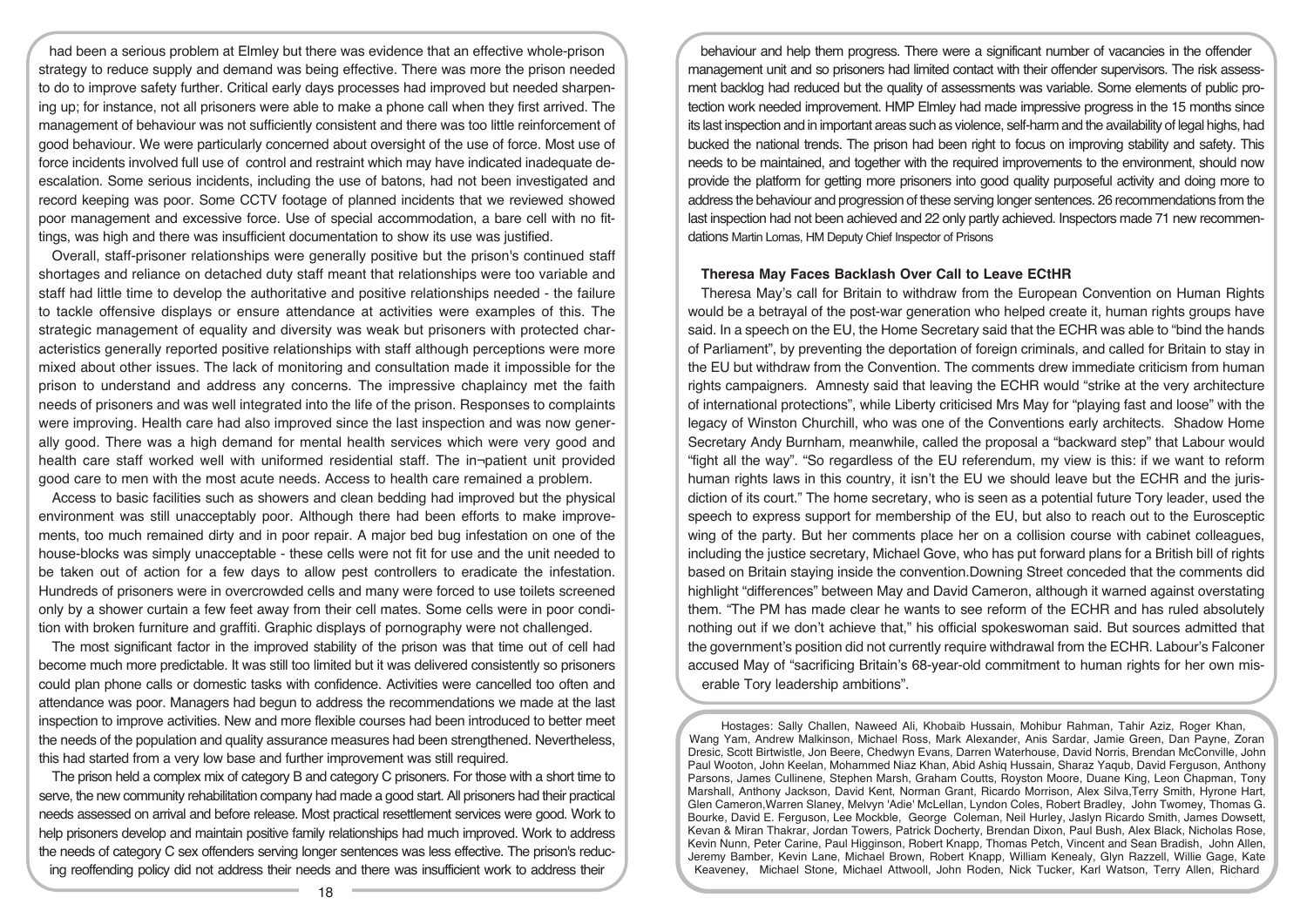had been a serious problem at Elmley but there was evidence that an effective whole-prison strategy to reduce supply and demand was being effective. There was more the prison needed to do to improve safety further. Critical early days processes had improved but needed sharpening up; for instance, not all prisoners were able to make a phone call when they first arrived. The management of behaviour was not sufficiently consistent and there was too little reinforcement of good behaviour. We were particularly concerned about oversight of the use of force. Most use of force incidents involved full use of control and restraint which may have indicated inadequate de-escalation. Some serious incidents, including the use of batons, had not been investigated and record keeping was poor. Some CCTV footage of planned incidents that we reviewed showed poor management and excessive force. Use of special accommodation, a bare cell with no fittings, was high and there was insufficient documentation to show its use was justified.

Overall, staff-prisoner relationships were generally positive but the prison's continued staff shortages and reliance on detached duty staff meant that relationships were too variable and staff had little time to develop the authoritative and positive relationships needed - the failure to tackle offensive displays or ensure attendance at activities were examples of this. The strategic management of equality and diversity was weak but prisoners with protected characteristics generally reported positive relationships with staff although perceptions were more mixed about other issues. The lack of monitoring and consultation made it impossible for the prison to understand and address any concerns. The impressive chaplaincy met the faith needs of prisoners and was well integrated into the life of the prison. Responses to complaints were improving. Health care had also improved since the last inspection and was now generally good. There was a high demand for mental health services which were very good and health care staff worked well with uniformed residential staff. The in-patient unit provided good care to men with the most acute needs. Access to health care remained a problem.

Access to basic facilities such as showers and clean bedding had improved but the physical environment was still unacceptably poor. Although there had been efforts to make improvements, too much remained dirty and in poor repair. A major bed bug infestation on one of the house-blocks was simply unacceptable - these cells were not fit for use and the unit needed to be taken out of action for a few days to allow pest controllers to eradicate the infestation. Hundreds of prisoners were in overcrowded cells and many were forced to use toilets screened only by a shower curtain a few feet away from their cell mates. Some cells were in poor condition with broken furniture and graffiti. Graphic displays of pornography were not challenged.

The most significant factor in the improved stability of the prison was that time out of cell had become much more predictable. It was still too limited but it was delivered consistently so prisoners could plan phone calls or domestic tasks with confidence. Activities were cancelled too often and attendance was poor. Managers had begun to address the recommendations we made at the last inspection to improve activities. New and more flexible courses had been introduced to better meet the needs of the population and quality assurance measures had been strengthened. Nevertheless, this had started from a very low base and further improvement was still required.

The prison held a complex mix of category B and category C prisoners. For those with a short time to serve, the new community rehabilitation company had made a good start. All prisoners had their practical needs assessed on arrival and before release. Most practical resettlement services were good. Work to help prisoners develop and maintain positive family relationships had much improved. Work to address the needs of category C sex offenders serving longer sentences was less effective. The prison's reducing reoffending policy did not address their needs and there was insufficient work to address their behaviour and help them progress. There were a significant number of vacancies in the offender management unit and so prisoners had limited contact with their offender supervisors. The risk assessment backlog had reduced but the quality of assessments was variable. Some elements of public protection work needed improvement. HMP Elmley had made impressive progress in the 15 months since its last inspection and in important areas such as violence, self-harm and the availability of legal highs, had bucked the national trends. The prison had been right to focus on improving stability and safety. This needs to be maintained, and together with the required improvements to the environment, should now provide the platform for getting more prisoners into good quality purposeful activity and doing more to address the behaviour and progression of these serving longer sentences. 26 recommendations from the last inspection had not been achieved and 22 only partly achieved. Inspectors made 71 new recommendations Martin Lomas, HM Deputy Chief Inspector of Prisons

**Theresa May Faces Backlash Over Call to Leave ECtHR**

Theresa May's call for Britain to withdraw from the European Convention on Human Rights would be a betrayal of the post-war generation who helped create it, human rights groups have said. In a speech on the EU, the Home Secretary said that the ECHR was able to "bind the hands of Parliament", by preventing the deportation of foreign criminals, and called for Britain to stay in the EU but withdraw from the Convention. The comments drew immediate criticism from human rights campaigners. Amnesty said that leaving the ECHR would "strike at the very architecture of international protections", while Liberty criticised Mrs May for "playing fast and loose" with the legacy of Winston Churchill, who was one of the Conventions early architects. Shadow Home Secretary Andy Burnham, meanwhile, called the proposal a "backward step" that Labour would "fight all the way". "So regardless of the EU referendum, my view is this: if we want to reform human rights laws in this country, it isn't the EU we should leave but the ECHR and the jurisdiction of its court." The home secretary, who is seen as a potential future Tory leader, used the speech to express support for membership of the EU, but also to reach out to the Eurosceptic wing of the party. But her comments place her on a collision course with cabinet colleagues, including the justice secretary, Michael Gove, who has put forward plans for a British bill of rights based on Britain staying inside the convention.Downing Street conceded that the comments did highlight "differences" between May and David Cameron, although it warned against overstating them. "The PM has made clear he wants to see reform of the ECHR and has ruled absolutely nothing out if we don't achieve that," his official spokeswoman said. But sources admitted that the government's position did not currently require withdrawal from the ECHR. Labour's Falconer accused May of "sacrificing Britain's 68-year-old commitment to human rights for her own miserable Tory leadership ambitions".

Hostages: Sally Challen, Naweed Ali, Khobaib Hussain, Mohibur Rahman, Tahir Aziz, Roger Khan, Wang Yam, Andrew Malkinson, Michael Ross, Mark Alexander, Anis Sardar, Jamie Green, Dan Payne, Zoran Dresic, Scott Birtwistle, Jon Beere, Chedwyn Evans, Darren Waterhouse, David Norris, Brendan McConville, John Paul Wooton, John Keelan, Mohammed Niaz Khan, Abid Ashiq Hussain, Sharaz Yaqub, David Ferguson, Anthony Parsons, James Cullinene, Stephen Marsh, Graham Coutts, Royston Moore, Duane King, Leon Chapman, Tony Marshall, Anthony Jackson, David Kent, Norman Grant, Ricardo Morrison, Alex Silva,Terry Smith, Hyrone Hart, Glen Cameron,Warren Slaney, Melvyn 'Adie' McLellan, Lyndon Coles, Robert Bradley, John Twomey, Thomas G. Bourke, David E. Ferguson, Lee Mockble, George Coleman, Neil Hurley, Jaslyn Ricardo Smith, James Dowsett, Kevan & Miran Thakrar, Jordan Towers, Patrick Docherty, Brendan Dixon, Paul Bush, Alex Black, Nicholas Rose, Kevin Nunn, Peter Carine, Paul Higginson, Robert Knapp, Thomas Petch, Vincent and Sean Bradish, John Allen, Jeremy Bamber, Kevin Lane, Michael Brown, Robert Knapp, William Kenealy, Glyn Razzell, Willie Gage, Kate Keaveney, Michael Stone, Michael Attwooll, John Roden, Nick Tucker, Karl Watson, Terry Allen, Richard